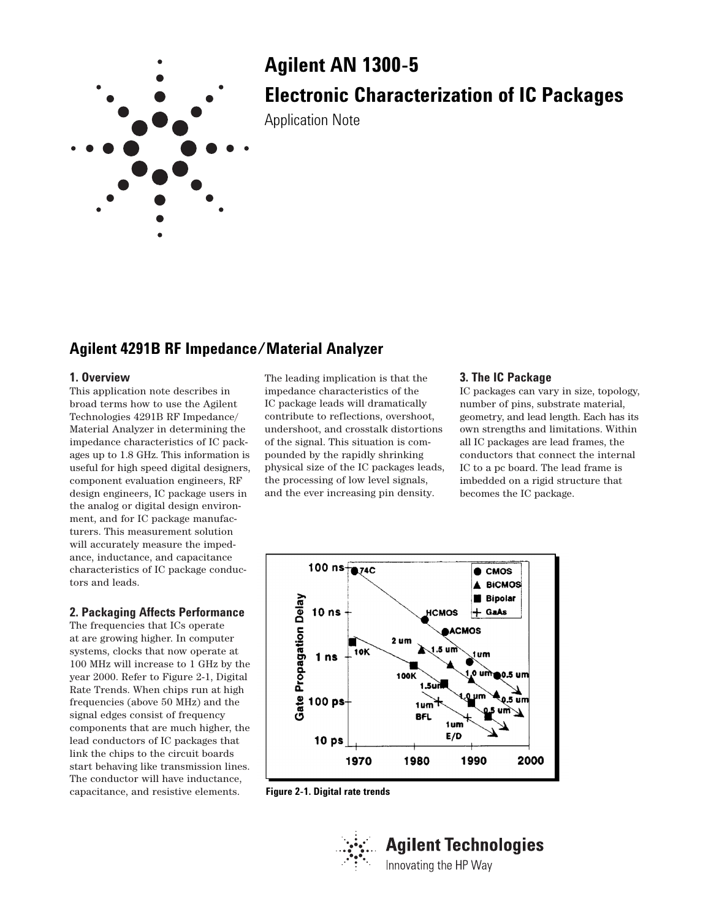# Agilent AN 1300-5

# Electronic Characterization of IC Packages

Application Note

## Agilent 4291B RF Impedance/Material Analyzer

### 1. Overview

This application note describes in broad terms how to use the Agilent Technologies 4291B RF Impedance/Material Analyzer in determining the impedance characteristics of IC packages up to 1.8 GHz. This information is useful for high speed digital designers, component evaluation engineers, RF design engineers, IC package users in the analog or digital design environment, and for IC package manufacturers. This measurement solution will accurately measure the impedance, inductance, and capacitance characteristics of IC package conductors and leads.

### 2. Packaging Affects Performance

The frequencies that ICs operate at are growing higher. In computer systems, clocks that now operate at 100 MHz will increase to 1 GHz by the year 2000. Refer to Figure 2-1, Digital Rate Trends. When chips run at high frequencies (above 50 MHz) and the signal edges consist of frequency components that are much higher, the lead conductors of IC packages that link the chips to the circuit boards start behaving like transmission lines. The conductor will have inductance, capacitance, and resistive elements.

The leading implication is that the impedance characteristics of the IC package leads will dramatically contribute to reflections, overshoot, undershoot, and crosstalk distortions of the signal. This situation is compounded by the rapidly shrinking physical size of the IC packages leads, the processing of low level signals, and the ever increasing pin density.

### 3. The IC Package

IC packages can vary in size, topology, number of pins, substrate material, geometry, and lead length. Each has its own strengths and limitations. Within all IC packages are lead frames, the conductors that connect the internal IC to a pc board. The lead frame is imbedded on a rigid structure that becomes the IC package.

**Figure 2-1. Digital rate trends**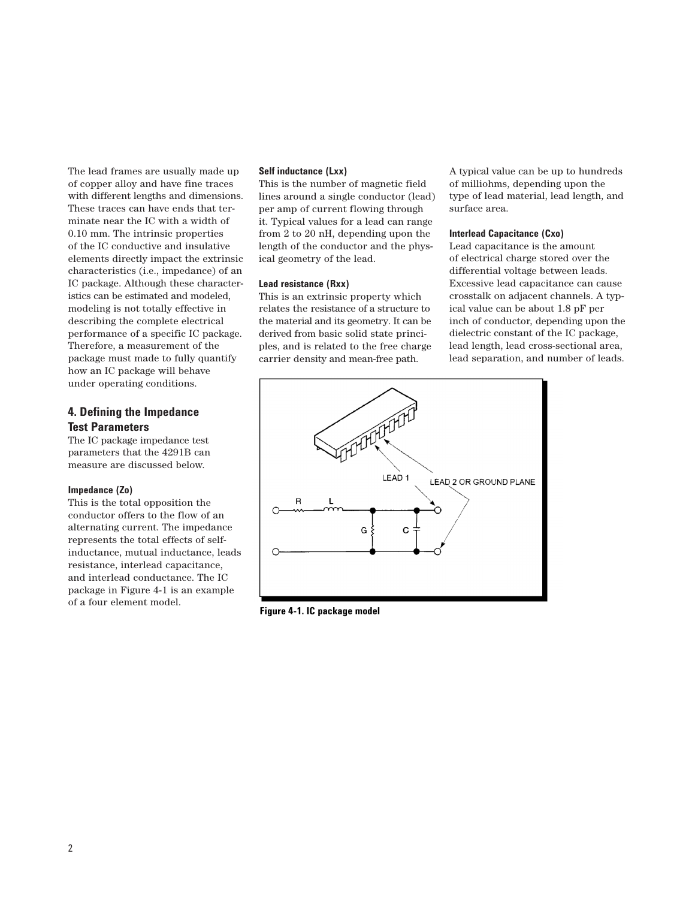The lead frames are usually made up of copper alloy and have fine traces with different lengths and dimensions. These traces can have ends that terminate near the IC with a width of 0.10 mm. The intrinsic properties of the IC conductive and insulative elements directly impact the extrinsic characteristics (i.e., impedance) of an IC package. Although these characteristics can be estimated and modeled, modeling is not totally effective in describing the complete electrical performance of a specific IC package. Therefore, a measurement of the package must made to fully quantify how an IC package will behave under operating conditions.

## 4. Defining the Impedance Test Parameters

The IC package impedance test parameters that the 4291B can measure are discussed below.

**Impedance (Zo)**

This is the total opposition the conductor offers to the flow of an alternating current. The impedance represents the total effects of self-inductance, mutual inductance, leads resistance, interlead capacitance, and interlead conductance. The IC package in Figure 4-1 is an example of a four element model.

**Self inductance (Lxx)**

This is the number of magnetic field lines around a single conductor (lead) per amp of current flowing through it. Typical values for a lead can range from 2 to 20 nH, depending upon the length of the conductor and the physical geometry of the lead.

**Lead resistance (Rxx)**

This is an extrinsic property which relates the resistance of a structure to the material and its geometry. It can be derived from basic solid state principles, and is related to the free charge carrier density and mean-free path. A typical value can be up to hundreds of milliohms, depending upon the type of lead material, lead length, and surface area.

**Interlead Capacitance (Cxo)**

Lead capacitance is the amount of electrical charge stored over the differential voltage between leads. Excessive lead capacitance can cause crosstalk on adjacent channels. A typical value can be about 1.8 pF per inch of conductor, depending upon the dielectric constant of the IC package, lead length, lead cross-sectional area, lead separation, and number of leads.

**Figure 4-1. IC package model**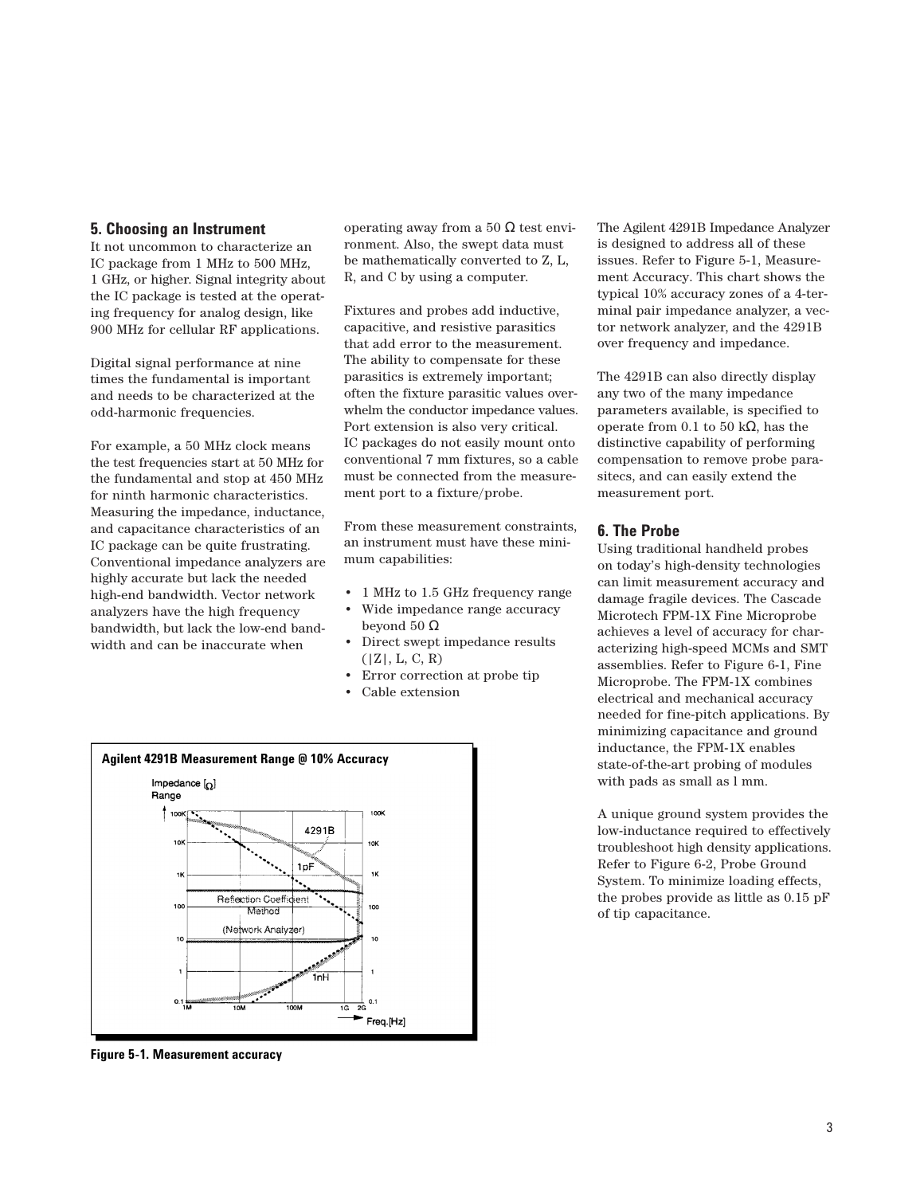## 5. Choosing an Instrument

It not uncommon to characterize an IC package from 1 MHz to 500 MHz, 1 GHz, or higher. Signal integrity about the IC package is tested at the operating frequency for analog design, like 900 MHz for cellular RF applications.

Digital signal performance at nine times the fundamental is important and needs to be characterized at the odd-harmonic frequencies.

For example, a 50 MHz clock means the test frequencies start at 50 MHz for the fundamental and stop at 450 MHz for ninth harmonic characteristics. Measuring the impedance, inductance, and capacitance characteristics of an IC package can be quite frustrating. Conventional impedance analyzers are highly accurate but lack the needed high-end bandwidth. Vector network analyzers have the high frequency bandwidth, but lack the low-end bandwidth and can be inaccurate when operating away from a 50 Ω test environment. Also, the swept data must be mathematically converted to Z, L, R, and C by using a computer.

Fixtures and probes add inductive, capacitive, and resistive parasitics that add error to the measurement. The ability to compensate for these parasitics is extremely important; often the fixture parasitic values overwhelm the conductor impedance values. Port extension is also very critical. IC packages do not easily mount onto conventional 7 mm fixtures, so a cable must be connected from the measurement port to a fixture/probe.

From these measurement constraints, an instrument must have these minimum capabilities:

- 1 MHz to 1.5 GHz frequency range
- Wide impedance range accuracy beyond 50 Ω
- Direct swept impedance results (|Z|, L, C, R)
- Error correction at probe tip
- Cable extension

The Agilent 4291B Impedance Analyzer is designed to address all of these issues. Refer to Figure 5-1, Measurement Accuracy. This chart shows the typical 10% accuracy zones of a 4-terminal pair impedance analyzer, a vector network analyzer, and the 4291B over frequency and impedance.

The 4291B can also directly display any two of the many impedance parameters available, is specified to operate from 0.1 to 50 kΩ, has the distinctive capability of performing compensation to remove probe parasitecs, and can easily extend the measurement port.

**Agilent 4291B Measurement Range @ 10% Accuracy**

Impedance [Ω] Range — 4291B, 1pF, Reflection Coefficient Method (Network Analyzer), 1nH — Freq.[Hz] 1M, 10M, 100M, 1G, 2G

**Figure 5-1. Measurement accuracy**

## 6. The Probe

Using traditional handheld probes on today's high-density technologies can limit measurement accuracy and damage fragile devices. The Cascade Microtech FPM-1X Fine Microprobe achieves a level of accuracy for characterizing high-speed MCMs and SMT assemblies. Refer to Figure 6-1, Fine Microprobe. The FPM-1X combines electrical and mechanical accuracy needed for fine-pitch applications. By minimizing capacitance and ground inductance, the FPM-1X enables state-of-the-art probing of modules with pads as small as l mm.

A unique ground system provides the low-inductance required to effectively troubleshoot high density applications. Refer to Figure 6-2, Probe Ground System. To minimize loading effects, the probes provide as little as 0.15 pF of tip capacitance.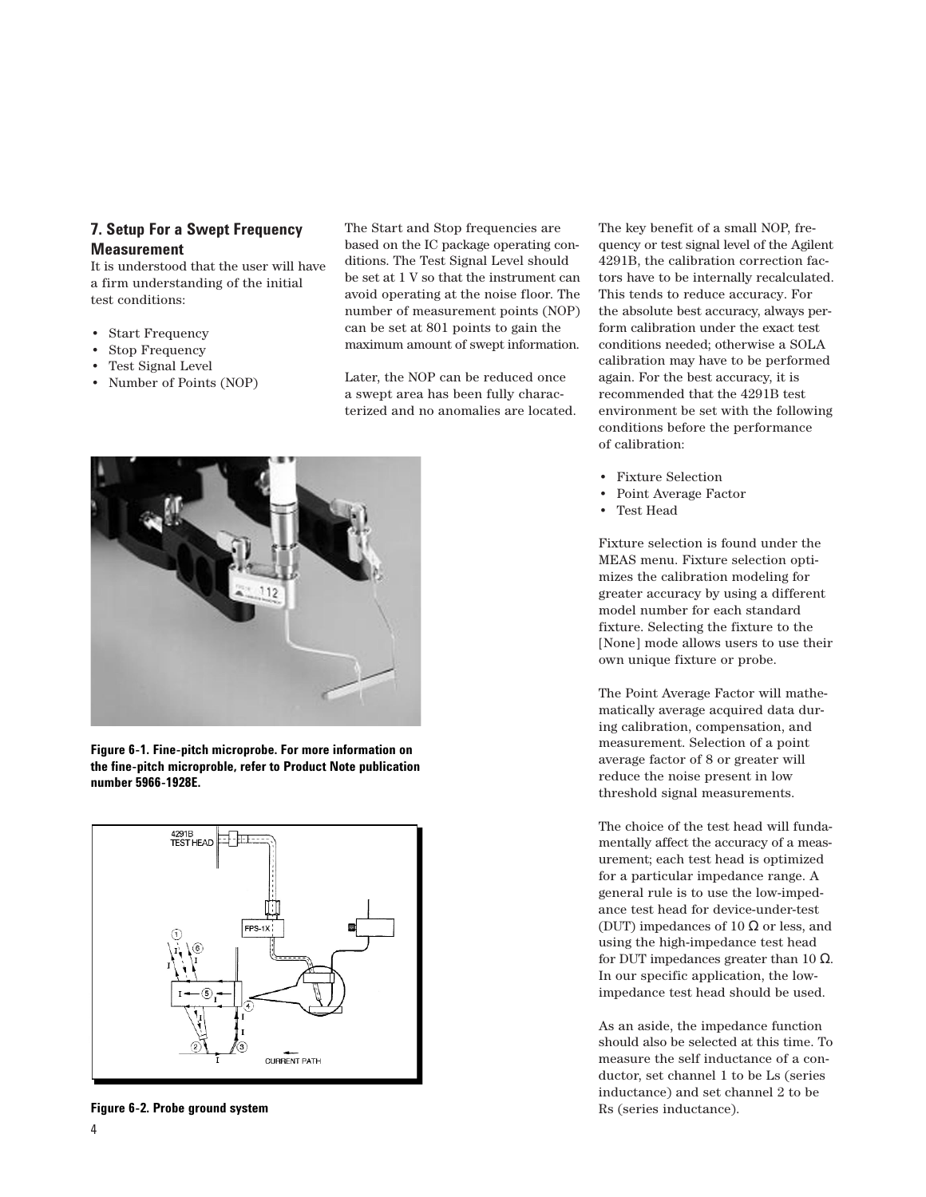## 7. Setup For a Swept Frequency Measurement

It is understood that the user will have a firm understanding of the initial test conditions:

- Start Frequency
- Stop Frequency
- Test Signal Level
- Number of Points (NOP)

The Start and Stop frequencies are based on the IC package operating conditions. The Test Signal Level should be set at 1 V so that the instrument can avoid operating at the noise floor. The number of measurement points (NOP) can be set at 801 points to gain the maximum amount of swept information.

Later, the NOP can be reduced once a swept area has been fully characterized and no anomalies are located.

**Figure 6-1. Fine-pitch microprobe. For more information on the fine-pitch microproble, refer to Product Note publication number 5966-1928E.**

**Figure 6-2. Probe ground system**

The key benefit of a small NOP, frequency or test signal level of the Agilent 4291B, the calibration correction factors have to be internally recalculated. This tends to reduce accuracy. For the absolute best accuracy, always perform calibration under the exact test conditions needed; otherwise a SOLA calibration may have to be performed again. For the best accuracy, it is recommended that the 4291B test environment be set with the following conditions before the performance of calibration:

- Fixture Selection
- Point Average Factor
- Test Head

Fixture selection is found under the MEAS menu. Fixture selection optimizes the calibration modeling for greater accuracy by using a different model number for each standard fixture. Selecting the fixture to the [None] mode allows users to use their own unique fixture or probe.

The Point Average Factor will mathematically average acquired data during calibration, compensation, and measurement. Selection of a point average factor of 8 or greater will reduce the noise present in low threshold signal measurements.

The choice of the test head will fundamentally affect the accuracy of a measurement; each test head is optimized for a particular impedance range. A general rule is to use the low-impedance test head for device-under-test (DUT) impedances of 10 Ω or less, and using the high-impedance test head for DUT impedances greater than 10 Ω. In our specific application, the low-impedance test head should be used.

As an aside, the impedance function should also be selected at this time. To measure the self inductance of a conductor, set channel 1 to be Ls (series inductance) and set channel 2 to be Rs (series inductance).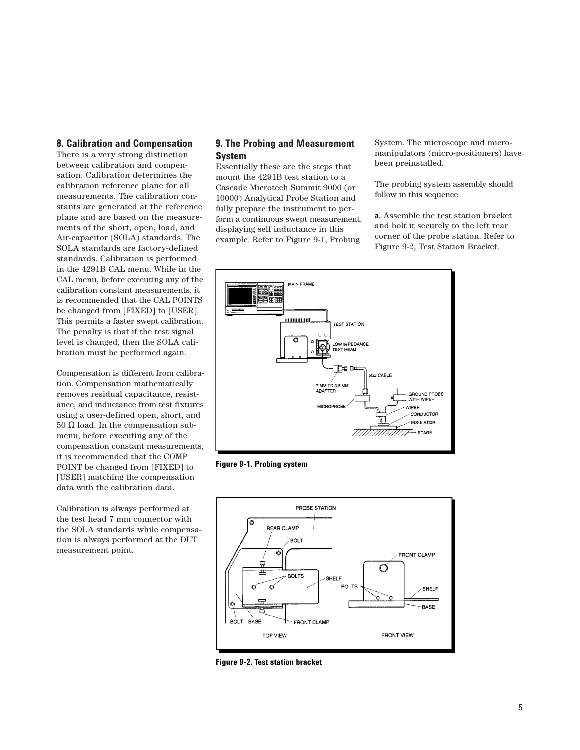## 8. Calibration and Compensation

There is a very strong distinction between calibration and compensation. Calibration determines the calibration reference plane for all measurements. The calibration constants are generated at the reference plane and are based on the measurements of the short, open, load, and Air-capacitor (SOLA) standards. The SOLA standards are factory-defined standards. Calibration is performed in the 4291B CAL menu. While in the CAL menu, before executing any of the calibration constant measurements, it is recommended that the CAL POINTS be changed from [FIXED] to [USER]. This permits a faster swept calibration. The penalty is that if the test signal level is changed, then the SOLA calibration must be performed again.

Compensation is different from calibration. Compensation mathematically removes residual capacitance, resistance, and inductance from test fixtures using a user-defined open, short, and 50 Ω load. In the compensation submenu, before executing any of the compensation constant measurements, it is recommended that the COMP POINT be changed from [FIXED] to [USER] matching the compensation data with the calibration data.

Calibration is always performed at the test head 7 mm connector with the SOLA standards while compensation is always performed at the DUT measurement point.

## 9. The Probing and Measurement System

Essentially these are the steps that mount the 4291B test station to a Cascade Microtech Summit 9000 (or 10000) Analytical Probe Station and fully prepare the instrument to perform a continuous swept measurement, displaying self inductance in this example. Refer to Figure 9-1, Probing System. The microscope and micro-manipulators (micro-positioners) have been preinstalled.

The probing system assembly should follow in this sequence:

**a.** Assemble the test station bracket and bolt it securely to the left rear corner of the probe station. Refer to Figure 9-2, Test Station Bracket.

**Figure 9-1. Probing system**

**Figure 9-2. Test station bracket**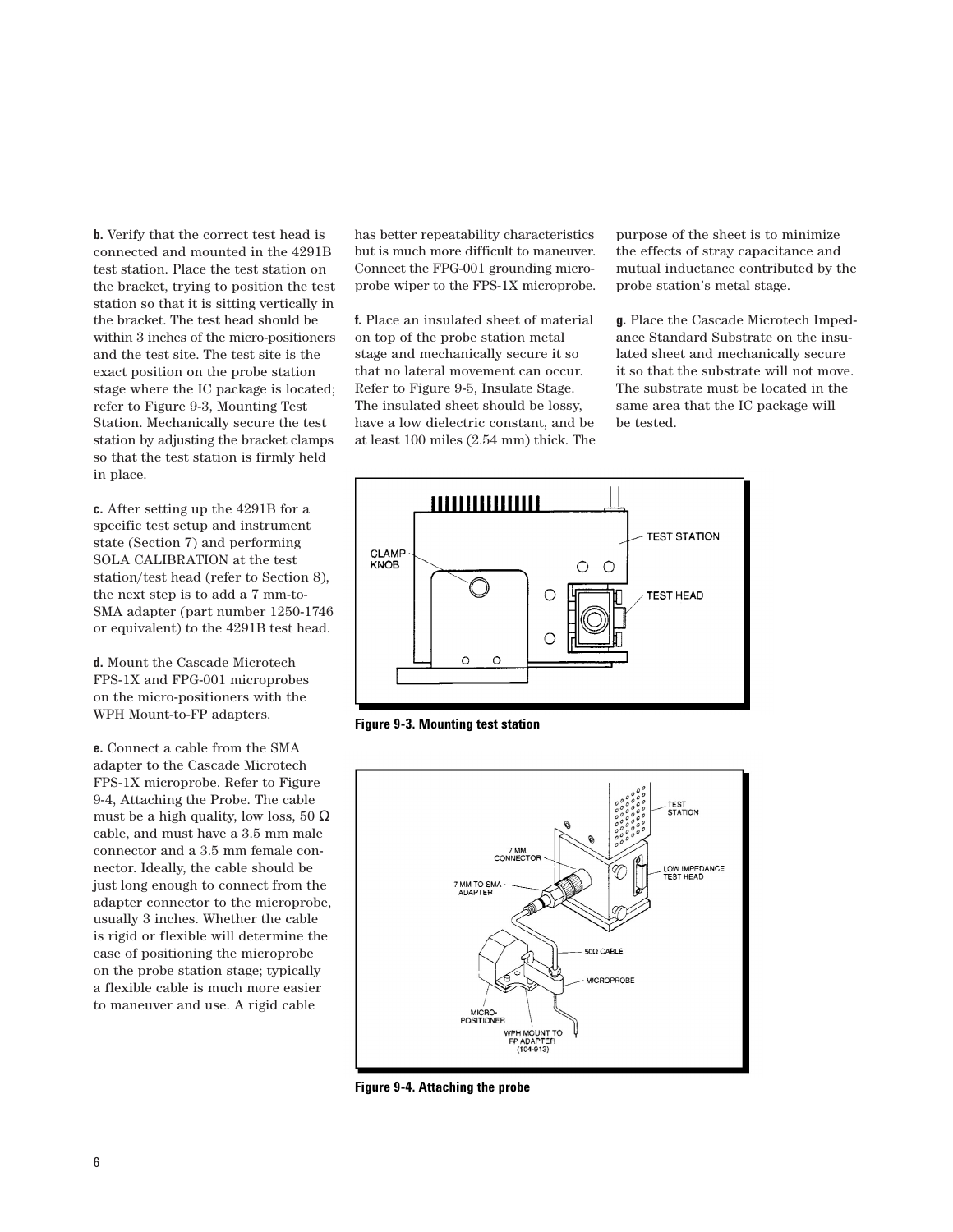**b.** Verify that the correct test head is connected and mounted in the 4291B test station. Place the test station on the bracket, trying to position the test station so that it is sitting vertically in the bracket. The test head should be within 3 inches of the micro-positioners and the test site. The test site is the exact position on the probe station stage where the IC package is located; refer to Figure 9-3, Mounting Test Station. Mechanically secure the test station by adjusting the bracket clamps so that the test station is firmly held in place.

**c.** After setting up the 4291B for a specific test setup and instrument state (Section 7) and performing SOLA CALIBRATION at the test station/test head (refer to Section 8), the next step is to add a 7 mm-to-SMA adapter (part number 1250-1746 or equivalent) to the 4291B test head.

**d.** Mount the Cascade Microtech FPS-1X and FPG-001 microprobes on the micro-positioners with the WPH Mount-to-FP adapters.

**e.** Connect a cable from the SMA adapter to the Cascade Microtech FPS-1X microprobe. Refer to Figure 9-4, Attaching the Probe. The cable must be a high quality, low loss, 50 Ω cable, and must have a 3.5 mm male connector and a 3.5 mm female connector. Ideally, the cable should be just long enough to connect from the adapter connector to the microprobe, usually 3 inches. Whether the cable is rigid or flexible will determine the ease of positioning the microprobe on the probe station stage; typically a flexible cable is much more easier to maneuver and use. A rigid cable has better repeatability characteristics but is much more difficult to maneuver. Connect the FPG-001 grounding microprobe wiper to the FPS-1X microprobe.

**f.** Place an insulated sheet of material on top of the probe station metal stage and mechanically secure it so that no lateral movement can occur. Refer to Figure 9-5, Insulate Stage. The insulated sheet should be lossy, have a low dielectric constant, and be at least 100 miles (2.54 mm) thick. The purpose of the sheet is to minimize the effects of stray capacitance and mutual inductance contributed by the probe station's metal stage.

**g.** Place the Cascade Microtech Impedance Standard Substrate on the insulated sheet and mechanically secure it so that the substrate will not move. The substrate must be located in the same area that the IC package will be tested.

**Figure 9-3. Mounting test station**

**Figure 9-4. Attaching the probe**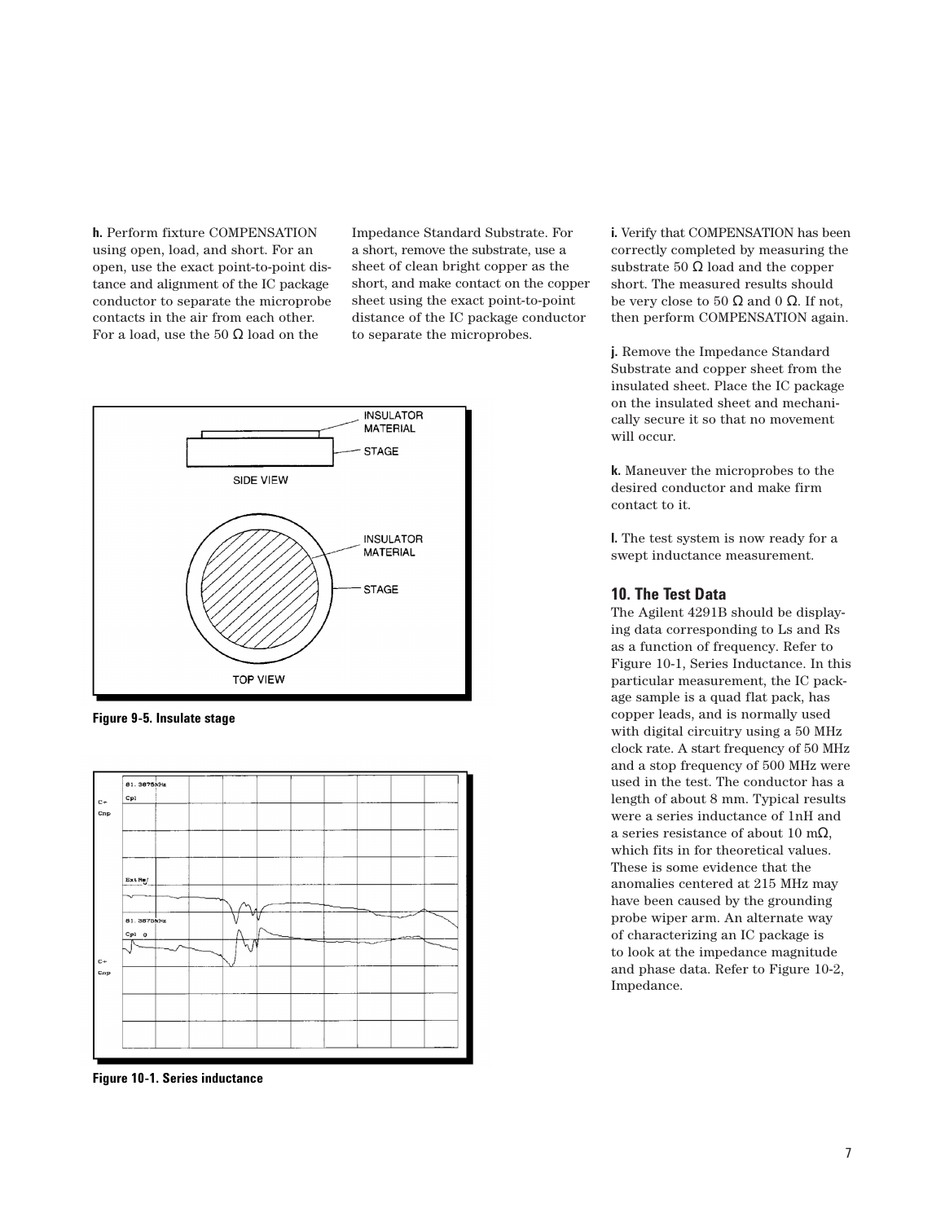**h.** Perform fixture COMPENSATION using open, load, and short. For an open, use the exact point-to-point distance and alignment of the IC package conductor to separate the microprobe contacts in the air from each other. For a load, use the 50 Ω load on the Impedance Standard Substrate. For a short, remove the substrate, use a sheet of clean bright copper as the short, and make contact on the copper sheet using the exact point-to-point distance of the IC package conductor to separate the microprobes.

**Figure 9-5. Insulate stage**

**Figure 10-1. Series inductance**

**i.** Verify that COMPENSATION has been correctly completed by measuring the substrate 50 Ω load and the copper short. The measured results should be very close to 50 Ω and 0 Ω. If not, then perform COMPENSATION again.

**j.** Remove the Impedance Standard Substrate and copper sheet from the insulated sheet. Place the IC package on the insulated sheet and mechanically secure it so that no movement will occur.

**k.** Maneuver the microprobes to the desired conductor and make firm contact to it.

**l.** The test system is now ready for a swept inductance measurement.

## 10. The Test Data

The Agilent 4291B should be displaying data corresponding to Ls and Rs as a function of frequency. Refer to Figure 10-1, Series Inductance. In this particular measurement, the IC package sample is a quad flat pack, has copper leads, and is normally used with digital circuitry using a 50 MHz clock rate. A start frequency of 50 MHz and a stop frequency of 500 MHz were used in the test. The conductor has a length of about 8 mm. Typical results were a series inductance of 1nH and a series resistance of about 10 mΩ, which fits in for theoretical values. These is some evidence that the anomalies centered at 215 MHz may have been caused by the grounding probe wiper arm. An alternate way of characterizing an IC package is to look at the impedance magnitude and phase data. Refer to Figure 10-2, Impedance.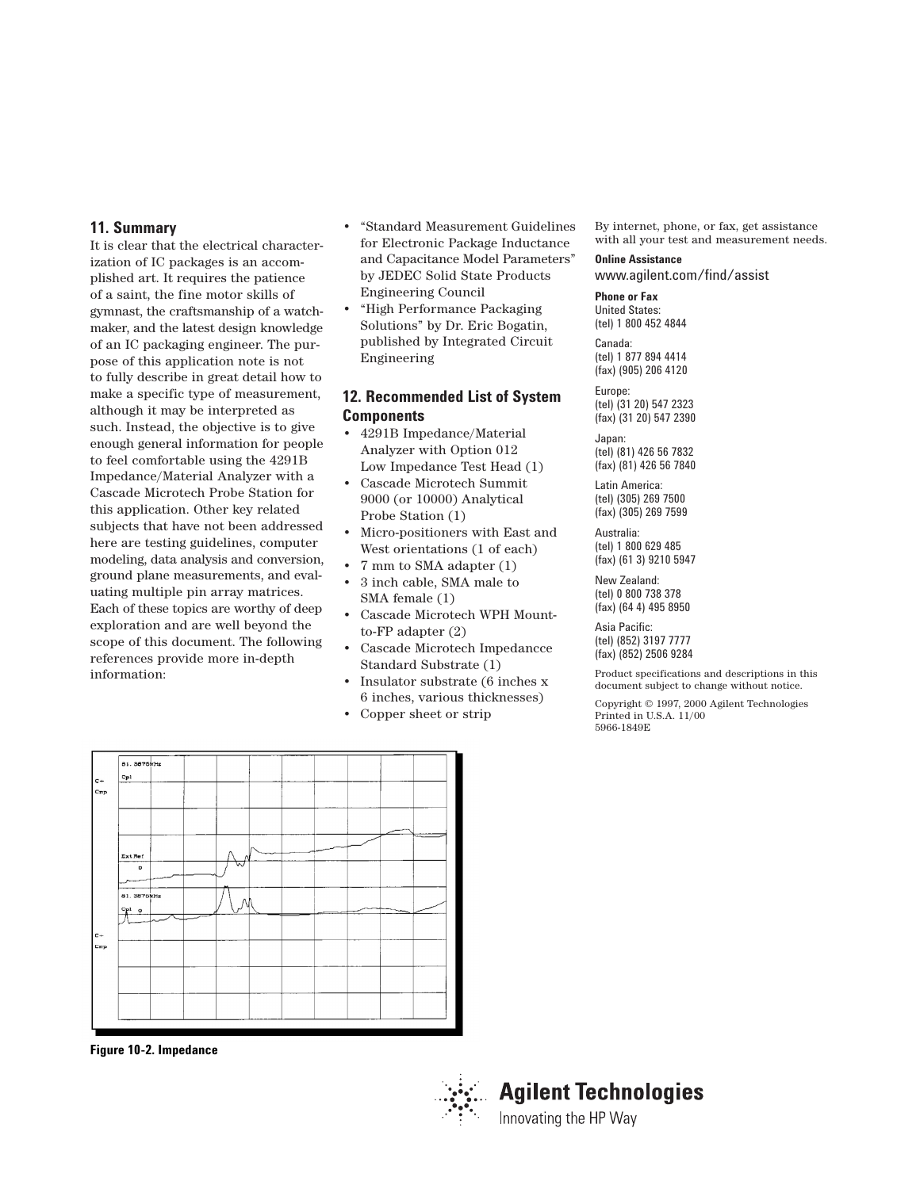## 11. Summary

It is clear that the electrical characterization of IC packages is an accomplished art. It requires the patience of a saint, the fine motor skills of gymnast, the craftsmanship of a watchmaker, and the latest design knowledge of an IC packaging engineer. The purpose of this application note is not to fully describe in great detail how to make a specific type of measurement, although it may be interpreted as such. Instead, the objective is to give enough general information for people to feel comfortable using the 4291B Impedance/Material Analyzer with a Cascade Microtech Probe Station for this application. Other key related subjects that have not been addressed here are testing guidelines, computer modeling, data analysis and conversion, ground plane measurements, and evaluating multiple pin array matrices. Each of these topics are worthy of deep exploration and are well beyond the scope of this document. The following references provide more in-depth information:

- "Standard Measurement Guidelines for Electronic Package Inductance and Capacitance Model Parameters" by JEDEC Solid State Products Engineering Council
- "High Performance Packaging Solutions" by Dr. Eric Bogatin, published by Integrated Circuit Engineering

## 12. Recommended List of System Components

- 4291B Impedance/Material Analyzer with Option 012 Low Impedance Test Head (1)
- Cascade Microtech Summit 9000 (or 10000) Analytical Probe Station (1)
- Micro-positioners with East and West orientations (1 of each)
- 7 mm to SMA adapter (1)
- 3 inch cable, SMA male to SMA female (1)
- Cascade Microtech WPH Mount-to-FP adapter (2)
- Cascade Microtech Impedancce Standard Substrate (1)
- Insulator substrate (6 inches x 6 inches, various thicknesses)
- Copper sheet or strip

81.3875MHz
Cp1
C+
Cmp
Ext Ref
0
81.3875MHz
Cp1 0
C+
Cmp

Figure 10-2. Impedance

By internet, phone, or fax, get assistance with all your test and measurement needs.

**Online Assistance**
www.agilent.com/find/assist

**Phone or Fax**

United States:
(tel) 1 800 452 4844

Canada:
(tel) 1 877 894 4414
(fax) (905) 206 4120

Europe:
(tel) (31 20) 547 2323
(fax) (31 20) 547 2390

Japan:
(tel) (81) 426 56 7832
(fax) (81) 426 56 7840

Latin America:
(tel) (305) 269 7500
(fax) (305) 269 7599

Australia:
(tel) 1 800 629 485
(fax) (61 3) 9210 5947

New Zealand:
(tel) 0 800 738 378
(fax) (64 4) 495 8950

Asia Pacific:
(tel) (852) 3197 7777
(fax) (852) 2506 9284

Product specifications and descriptions in this document subject to change without notice.

Copyright © 1997, 2000 Agilent Technologies
Printed in U.S.A. 11/00
5966-1849E

**Agilent Technologies**
Innovating the HP Way